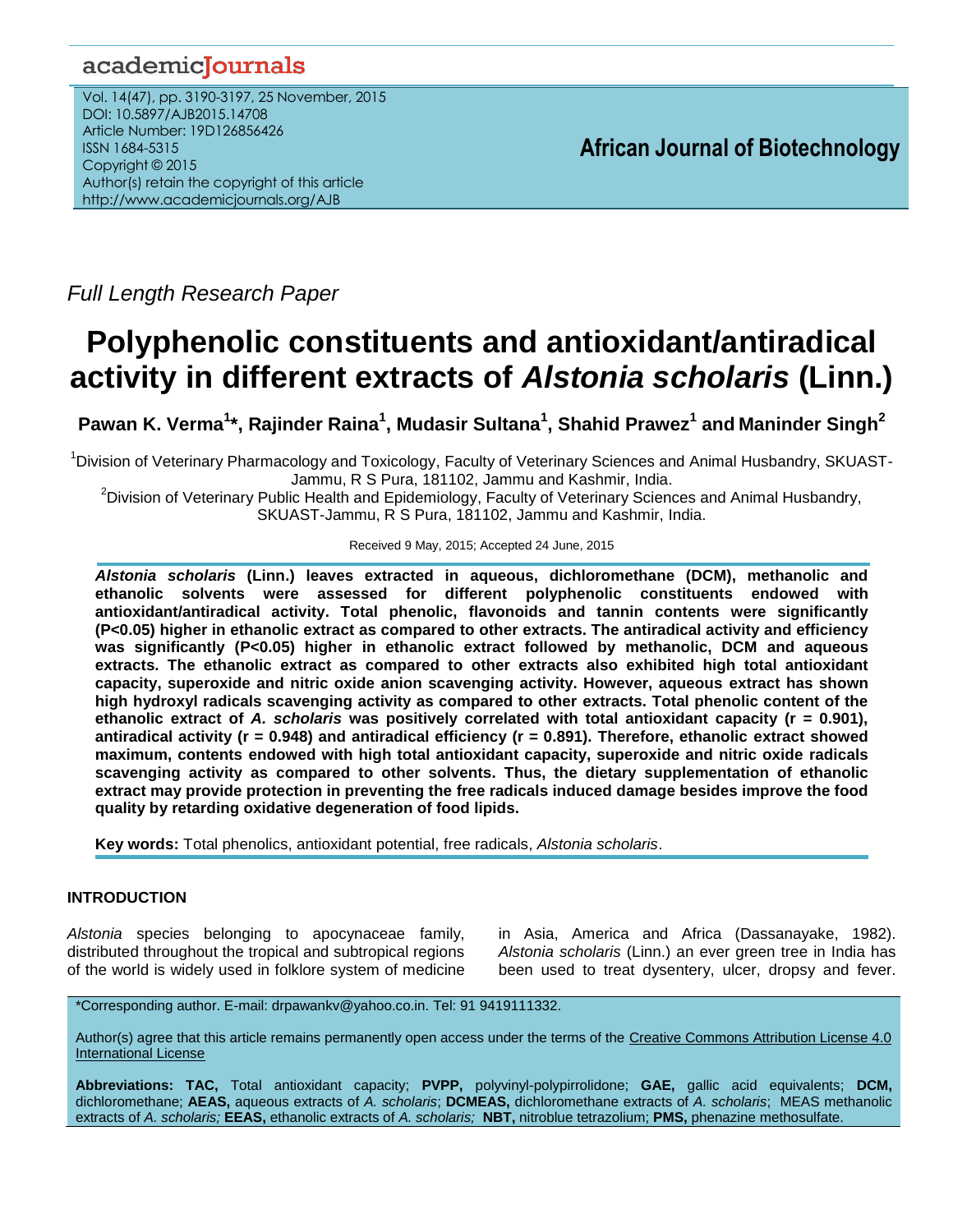*Full Length Research Paper*

# Polyphenolic constituents and antioxidant/antiradical activity in different extracts of *Alstonia scholaris* (Linn.)

**Pawan K. Verma[1]*, Rajinder Raina[1], Mudasir Sultana[1], Shahid Prawez[1] and Maninder Singh[2]**

[1]Division of Veterinary Pharmacology and Toxicology, Faculty of Veterinary Sciences and Animal Husbandry, SKUAST-Jammu, R S Pura, 181102, Jammu and Kashmir, India.

[2]Division of Veterinary Public Health and Epidemiology, Faculty of Veterinary Sciences and Animal Husbandry, SKUAST-Jammu, R S Pura, 181102, Jammu and Kashmir, India.

Received 9 May, 2015; Accepted 24 June, 2015

***Alstonia scholaris*** **(Linn.) leaves extracted in aqueous, dichloromethane (DCM), methanolic and ethanolic solvents were assessed for different polyphenolic constituents endowed with antioxidant/antiradical activity. Total phenolic, flavonoids and tannin contents were significantly (P<0.05) higher in ethanolic extract as compared to other extracts. The antiradical activity and efficiency was significantly (P<0.05) higher in ethanolic extract followed by methanolic, DCM and aqueous extracts. The ethanolic extract as compared to other extracts also exhibited high total antioxidant capacity, superoxide and nitric oxide anion scavenging activity. However, aqueous extract has shown high hydroxyl radicals scavenging activity as compared to other extracts. Total phenolic content of the ethanolic extract of *A. scholaris* was positively correlated with total antioxidant capacity (r = 0.901), antiradical activity (r = 0.948) and antiradical efficiency (r = 0.891). Therefore, ethanolic extract showed maximum, contents endowed with high total antioxidant capacity, superoxide and nitric oxide radicals scavenging activity as compared to other solvents. Thus, the dietary supplementation of ethanolic extract may provide protection in preventing the free radicals induced damage besides improve the food quality by retarding oxidative degeneration of food lipids.**

**Key words:** Total phenolics, antioxidant potential, free radicals, *Alstonia scholaris*.

## INTRODUCTION

*Alstonia* species belonging to apocynaceae family, distributed throughout the tropical and subtropical regions of the world is widely used in folklore system of medicine in Asia, America and Africa (Dassanayake, 1982). *Alstonia scholaris* (Linn.) an ever green tree in India has been used to treat dysentery, ulcer, dropsy and fever.

*Corresponding author. E-mail: drpawankv@yahoo.co.in. Tel: 91 9419111332.

Author(s) agree that this article remains permanently open access under the terms of the Creative Commons Attribution License 4.0 International License

**Abbreviations: TAC,** Total antioxidant capacity; **PVPP,** polyvinyl-polypirrolidone; **GAE,** gallic acid equivalents; **DCM,** dichloromethane; **AEAS,** aqueous extracts of *A. scholaris*; **DCMEAS,** dichloromethane extracts of *A. scholaris*; MEAS methanolic extracts of *A. scholaris;* **EEAS,** ethanolic extracts of *A. scholaris;* **NBT,** nitroblue tetrazolium; **PMS,** phenazine methosulfate.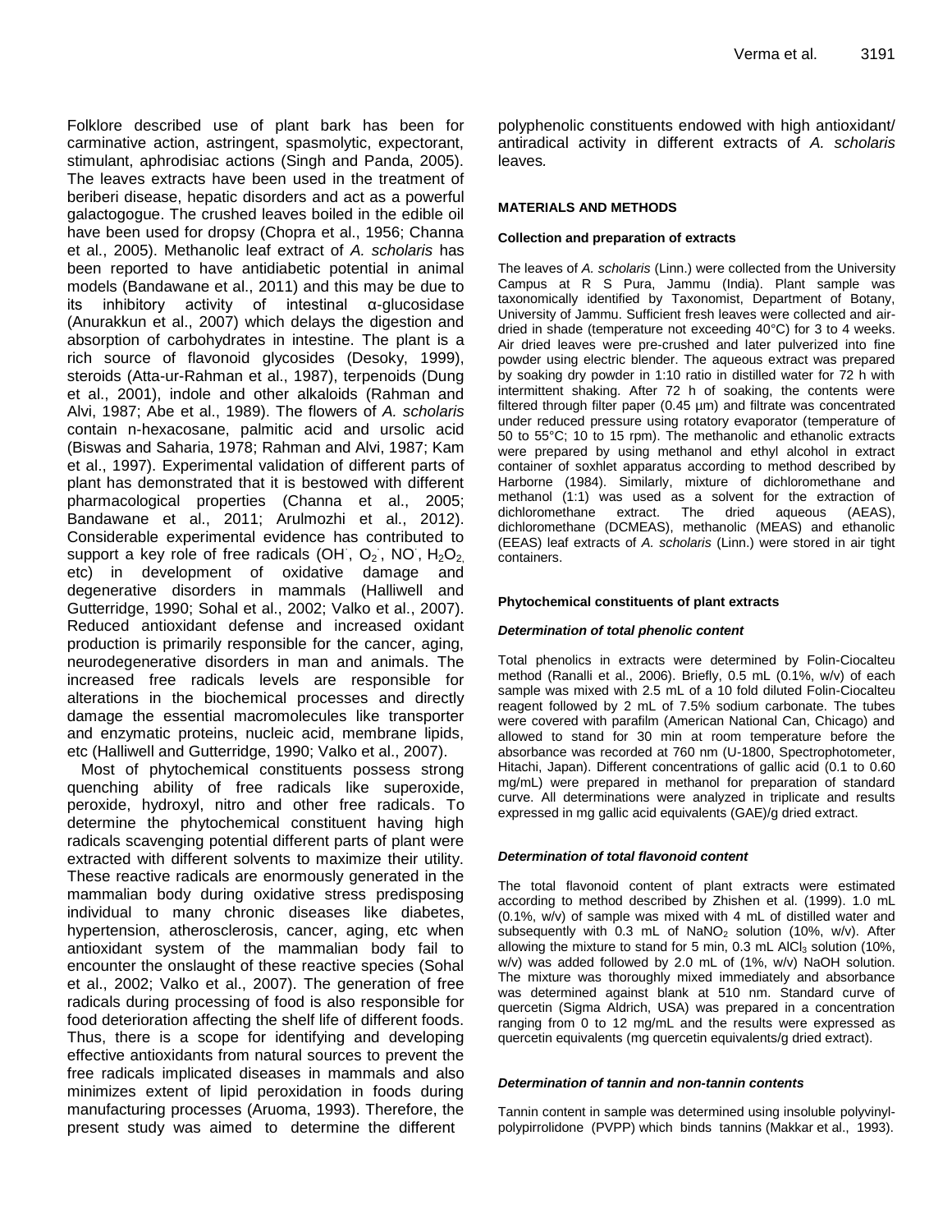Folklore described use of plant bark has been for carminative action, astringent, spasmolytic, expectorant, stimulant, aphrodisiac actions (Singh and Panda, 2005). The leaves extracts have been used in the treatment of beriberi disease, hepatic disorders and act as a powerful galactogogue. The crushed leaves boiled in the edible oil have been used for dropsy (Chopra et al., 1956; Channa et al., 2005). Methanolic leaf extract of *A. scholaris* has been reported to have antidiabetic potential in animal models (Bandawane et al., 2011) and this may be due to its inhibitory activity of intestinal α-glucosidase (Anurakkun et al., 2007) which delays the digestion and absorption of carbohydrates in intestine. The plant is a rich source of flavonoid glycosides (Desoky, 1999), steroids (Atta-ur-Rahman et al., 1987), terpenoids (Dung et al., 2001), indole and other alkaloids (Rahman and Alvi, 1987; Abe et al., 1989). The flowers of *A. scholaris* contain n-hexacosane, palmitic acid and ursolic acid (Biswas and Saharia, 1978; Rahman and Alvi, 1987; Kam et al., 1997). Experimental validation of different parts of plant has demonstrated that it is bestowed with different pharmacological properties (Channa et al., 2005; Bandawane et al., 2011; Arulmozhi et al., 2012). Considerable experimental evidence has contributed to support a key role of free radicals ($OH^{\cdot}$, $O_2^{\cdot}$, $NO^{\cdot}$, $H_2O_2$, etc) in development of oxidative damage and degenerative disorders in mammals (Halliwell and Gutterridge, 1990; Sohal et al., 2002; Valko et al., 2007). Reduced antioxidant defense and increased oxidant production is primarily responsible for the cancer, aging, neurodegenerative disorders in man and animals. The increased free radicals levels are responsible for alterations in the biochemical processes and directly damage the essential macromolecules like transporter and enzymatic proteins, nucleic acid, membrane lipids, etc (Halliwell and Gutterridge, 1990; Valko et al., 2007).

Most of phytochemical constituents possess strong quenching ability of free radicals like superoxide, peroxide, hydroxyl, nitro and other free radicals. To determine the phytochemical constituent having high radicals scavenging potential different parts of plant were extracted with different solvents to maximize their utility. These reactive radicals are enormously generated in the mammalian body during oxidative stress predisposing individual to many chronic diseases like diabetes, hypertension, atherosclerosis, cancer, aging, etc when antioxidant system of the mammalian body fail to encounter the onslaught of these reactive species (Sohal et al., 2002; Valko et al., 2007). The generation of free radicals during processing of food is also responsible for food deterioration affecting the shelf life of different foods. Thus, there is a scope for identifying and developing effective antioxidants from natural sources to prevent the free radicals implicated diseases in mammals and also minimizes extent of lipid peroxidation in foods during manufacturing processes (Aruoma, 1993). Therefore, the present study was aimed to determine the different polyphenolic constituents endowed with high antioxidant/ antiradical activity in different extracts of *A. scholaris* leaves.

## MATERIALS AND METHODS

### Collection and preparation of extracts

The leaves of *A. scholaris* (Linn.) were collected from the University Campus at R S Pura, Jammu (India). Plant sample was taxonomically identified by Taxonomist, Department of Botany, University of Jammu. Sufficient fresh leaves were collected and air-dried in shade (temperature not exceeding 40°C) for 3 to 4 weeks. Air dried leaves were pre-crushed and later pulverized into fine powder using electric blender. The aqueous extract was prepared by soaking dry powder in 1:10 ratio in distilled water for 72 h with intermittent shaking. After 72 h of soaking, the contents were filtered through filter paper (0.45 µm) and filtrate was concentrated under reduced pressure using rotatory evaporator (temperature of 50 to 55°C; 10 to 15 rpm). The methanolic and ethanolic extracts were prepared by using methanol and ethyl alcohol in extract container of soxhlet apparatus according to method described by Harborne (1984). Similarly, mixture of dichloromethane and methanol (1:1) was used as a solvent for the extraction of dichloromethane extract. The dried aqueous (AEAS), dichloromethane (DCMEAS), methanolic (MEAS) and ethanolic (EEAS) leaf extracts of *A. scholaris* (Linn.) were stored in air tight containers.

### Phytochemical constituents of plant extracts

#### *Determination of total phenolic content*

Total phenolics in extracts were determined by Folin-Ciocalteu method (Ranalli et al., 2006). Briefly, 0.5 mL (0.1%, w/v) of each sample was mixed with 2.5 mL of a 10 fold diluted Folin-Ciocalteu reagent followed by 2 mL of 7.5% sodium carbonate. The tubes were covered with parafilm (American National Can, Chicago) and allowed to stand for 30 min at room temperature before the absorbance was recorded at 760 nm (U-1800, Spectrophotometer, Hitachi, Japan). Different concentrations of gallic acid (0.1 to 0.60 mg/mL) were prepared in methanol for preparation of standard curve. All determinations were analyzed in triplicate and results expressed in mg gallic acid equivalents (GAE)/g dried extract.

#### *Determination of total flavonoid content*

The total flavonoid content of plant extracts were estimated according to method described by Zhishen et al. (1999). 1.0 mL (0.1%, w/v) of sample was mixed with 4 mL of distilled water and subsequently with 0.3 mL of $NaNO_2$ solution (10%, w/v). After allowing the mixture to stand for 5 min, 0.3 mL $AlCl_3$ solution (10%, w/v) was added followed by 2.0 mL of (1%, w/v) NaOH solution. The mixture was thoroughly mixed immediately and absorbance was determined against blank at 510 nm. Standard curve of quercetin (Sigma Aldrich, USA) was prepared in a concentration ranging from 0 to 12 mg/mL and the results were expressed as quercetin equivalents (mg quercetin equivalents/g dried extract).

#### *Determination of tannin and non-tannin contents*

Tannin content in sample was determined using insoluble polyvinyl-polypirrolidone (PVPP) which binds tannins (Makkar et al., 1993).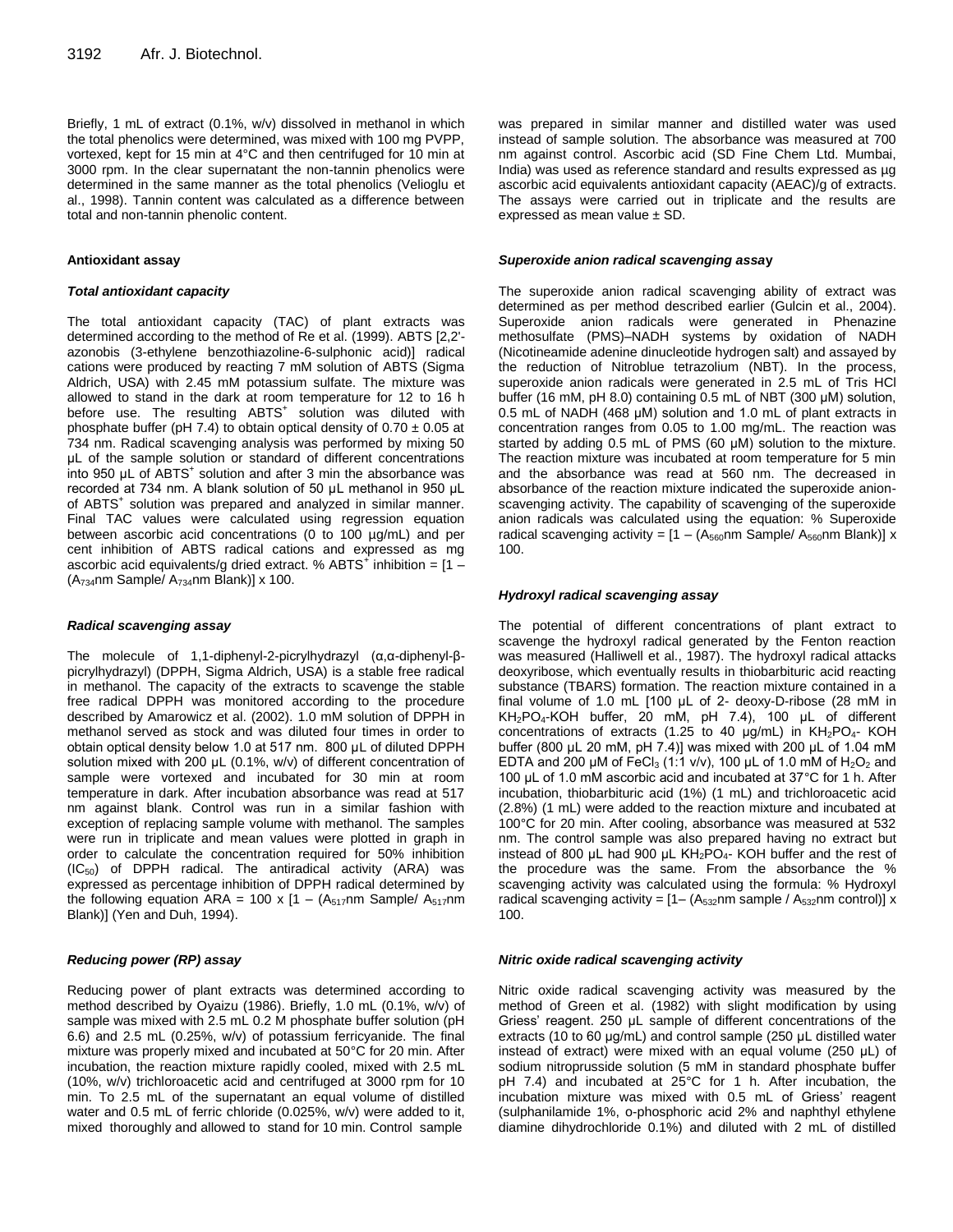Briefly, 1 mL of extract (0.1%, w/v) dissolved in methanol in which the total phenolics were determined, was mixed with 100 mg PVPP, vortexed, kept for 15 min at 4°C and then centrifuged for 10 min at 3000 rpm. In the clear supernatant the non-tannin phenolics were determined in the same manner as the total phenolics (Velioglu et al., 1998). Tannin content was calculated as a difference between total and non-tannin phenolic content.

### Antioxidant assay

#### *Total antioxidant capacity*

The total antioxidant capacity (TAC) of plant extracts was determined according to the method of Re et al. (1999). ABTS [2,2'-azonobis (3-ethylene benzothiazoline-6-sulphonic acid)] radical cations were produced by reacting 7 mM solution of ABTS (Sigma Aldrich, USA) with 2.45 mM potassium sulfate. The mixture was allowed to stand in the dark at room temperature for 12 to 16 h before use. The resulting $ABTS^+$ solution was diluted with phosphate buffer (pH 7.4) to obtain optical density of 0.70 ± 0.05 at 734 nm. Radical scavenging analysis was performed by mixing 50 µL of the sample solution or standard of different concentrations into 950 µL of $ABTS^+$ solution and after 3 min the absorbance was recorded at 734 nm. A blank solution of 50 µL methanol in 950 µL of $ABTS^+$ solution was prepared and analyzed in similar manner. Final TAC values were calculated using regression equation between ascorbic acid concentrations (0 to 100 µg/mL) and per cent inhibition of ABTS radical cations and expressed as mg ascorbic acid equivalents/g dried extract. % $ABTS^+$ inhibition = $[1 - (A_{734}\text{nm Sample}/ A_{734}\text{nm Blank})] \times 100$.

#### *Radical scavenging assay*

The molecule of 1,1-diphenyl-2-picrylhydrazyl (α,α-diphenyl-β-picrylhydrazyl) (DPPH, Sigma Aldrich, USA) is a stable free radical in methanol. The capacity of the extracts to scavenge the stable free radical DPPH was monitored according to the procedure described by Amarowicz et al. (2002). 1.0 mM solution of DPPH in methanol served as stock and was diluted four times in order to obtain optical density below 1.0 at 517 nm. 800 µL of diluted DPPH solution mixed with 200 µL (0.1%, w/v) of different concentration of sample were vortexed and incubated for 30 min at room temperature in dark. After incubation absorbance was read at 517 nm against blank. Control was run in a similar fashion with exception of replacing sample volume with methanol. The samples were run in triplicate and mean values were plotted in graph in order to calculate the concentration required for 50% inhibition ($IC_{50}$) of DPPH radical. The antiradical activity (ARA) was expressed as percentage inhibition of DPPH radical determined by the following equation ARA = $100 \times [1 - (A_{517}\text{nm Sample}/ A_{517}\text{nm Blank})]$ (Yen and Duh, 1994).

#### *Reducing power (RP) assay*

Reducing power of plant extracts was determined according to method described by Oyaizu (1986). Briefly, 1.0 mL (0.1%, w/v) of sample was mixed with 2.5 mL 0.2 M phosphate buffer solution (pH 6.6) and 2.5 mL (0.25%, w/v) of potassium ferricyanide. The final mixture was properly mixed and incubated at 50°C for 20 min. After incubation, the reaction mixture rapidly cooled, mixed with 2.5 mL (10%, w/v) trichloroacetic acid and centrifuged at 3000 rpm for 10 min. To 2.5 mL of the supernatant an equal volume of distilled water and 0.5 mL of ferric chloride (0.025%, w/v) were added to it, mixed thoroughly and allowed to stand for 10 min. Control sample was prepared in similar manner and distilled water was used instead of sample solution. The absorbance was measured at 700 nm against control. Ascorbic acid (SD Fine Chem Ltd. Mumbai, India) was used as reference standard and results expressed as µg ascorbic acid equivalents antioxidant capacity (AEAC)/g of extracts. The assays were carried out in triplicate and the results are expressed as mean value ± SD.

#### *Superoxide anion radical scavenging assay*

The superoxide anion radical scavenging ability of extract was determined as per method described earlier (Gulcin et al., 2004). Superoxide anion radicals were generated in Phenazine methosulfate (PMS)–NADH systems by oxidation of NADH (Nicotineamide adenine dinucleotide hydrogen salt) and assayed by the reduction of Nitroblue tetrazolium (NBT). In the process, superoxide anion radicals were generated in 2.5 mL of Tris HCl buffer (16 mM, pH 8.0) containing 0.5 mL of NBT (300 µM) solution, 0.5 mL of NADH (468 µM) solution and 1.0 mL of plant extracts in concentration ranges from 0.05 to 1.00 mg/mL. The reaction was started by adding 0.5 mL of PMS (60 µM) solution to the mixture. The reaction mixture was incubated at room temperature for 5 min and the absorbance was read at 560 nm. The decreased in absorbance of the reaction mixture indicated the superoxide anion-scavenging activity. The capability of scavenging of the superoxide anion radicals was calculated using the equation: % Superoxide radical scavenging activity = $[1 - (A_{560}\text{nm Sample}/ A_{560}\text{nm Blank})] \times 100$.

#### *Hydroxyl radical scavenging assay*

The potential of different concentrations of plant extract to scavenge the hydroxyl radical generated by the Fenton reaction was measured (Halliwell et al., 1987). The hydroxyl radical attacks deoxyribose, which eventually results in thiobarbituric acid reacting substance (TBARS) formation. The reaction mixture contained in a final volume of 1.0 mL [100 µL of 2- deoxy-D-ribose (28 mM in $KH_2PO_4$-KOH buffer, 20 mM, pH 7.4), 100 µL of different concentrations of extracts (1.25 to 40 µg/mL) in $KH_2PO_4$- KOH buffer (800 µL 20 mM, pH 7.4)] was mixed with 200 µL of 1.04 mM EDTA and 200 µM of $FeCl_3$ (1:1 v/v), 100 µL of 1.0 mM of $H_2O_2$ and 100 µL of 1.0 mM ascorbic acid and incubated at 37°C for 1 h. After incubation, thiobarbituric acid (1%) (1 mL) and trichloroacetic acid (2.8%) (1 mL) were added to the reaction mixture and incubated at 100°C for 20 min. After cooling, absorbance was measured at 532 nm. The control sample was also prepared having no extract but instead of 800 µL had 900 µL $KH_2PO_4$- KOH buffer and the rest of the procedure was the same. From the absorbance the % scavenging activity was calculated using the formula: % Hydroxyl radical scavenging activity = $[1 - (A_{532}\text{nm sample} / A_{532}\text{nm control})] \times 100$.

#### *Nitric oxide radical scavenging activity*

Nitric oxide radical scavenging activity was measured by the method of Green et al. (1982) with slight modification by using Griess' reagent. 250 µL sample of different concentrations of the extracts (10 to 60 µg/mL) and control sample (250 µL distilled water instead of extract) were mixed with an equal volume (250 µL) of sodium nitroprusside solution (5 mM in standard phosphate buffer pH 7.4) and incubated at 25°C for 1 h. After incubation, the incubation mixture was mixed with 0.5 mL of Griess' reagent (sulphanilamide 1%, o-phosphoric acid 2% and naphthyl ethylene diamine dihydrochloride 0.1%) and diluted with 2 mL of distilled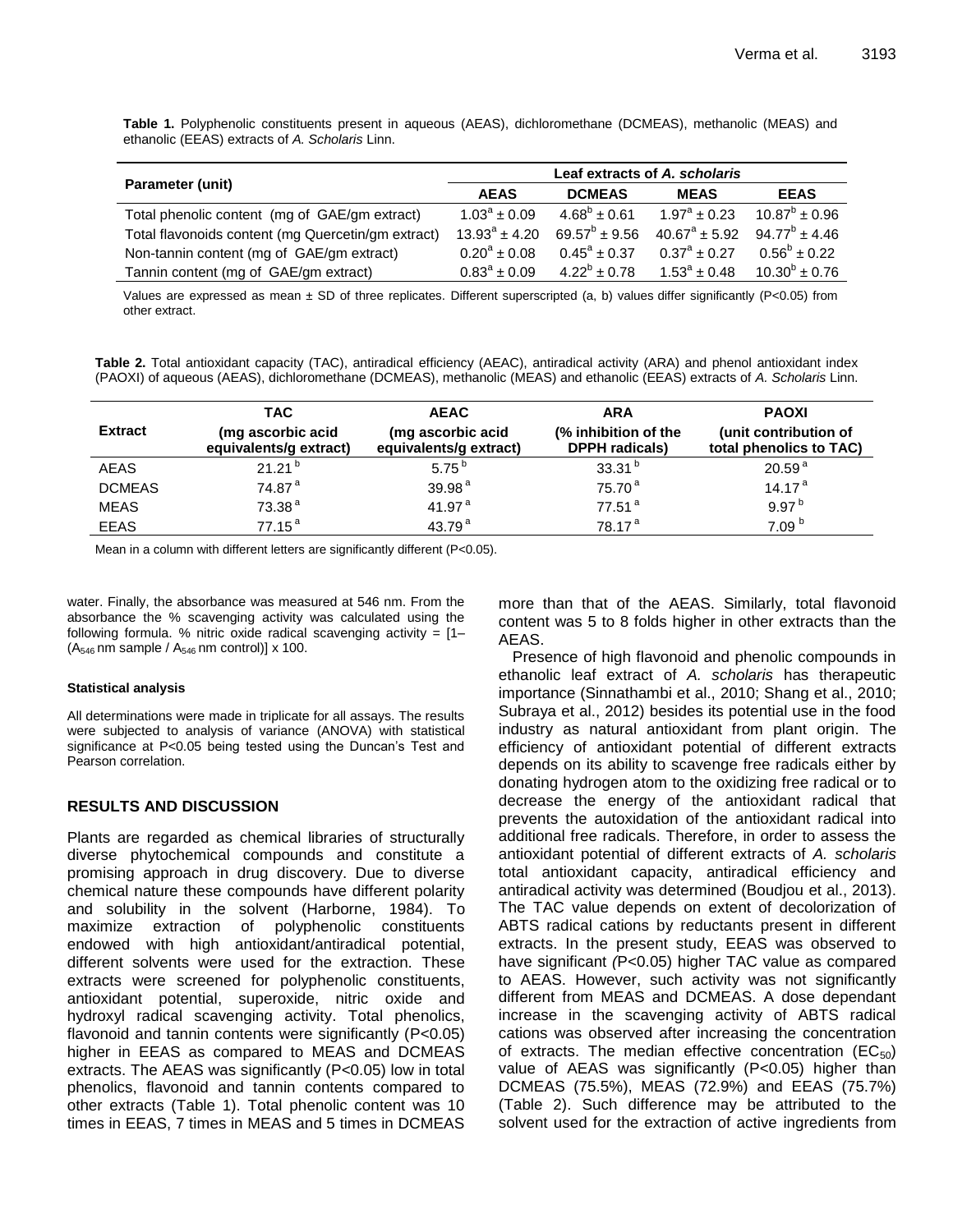**Table 1.** Polyphenolic constituents present in aqueous (AEAS), dichloromethane (DCMEAS), methanolic (MEAS) and ethanolic (EEAS) extracts of *A. Scholaris* Linn.

| Parameter (unit) | Leaf extracts of *A. scholaris* | | | |
|---|---|---|---|---|
| | **AEAS** | **DCMEAS** | **MEAS** | **EEAS** |
| Total phenolic content (mg of GAE/gm extract) | $1.03^{a} \pm 0.09$ | $4.68^{b} \pm 0.61$ | $1.97^{a} \pm 0.23$ | $10.87^{b} \pm 0.96$ |
| Total flavonoids content (mg Quercetin/gm extract) | $13.93^{a} \pm 4.20$ | $69.57^{b} \pm 9.56$ | $40.67^{a} \pm 5.92$ | $94.77^{b} \pm 4.46$ |
| Non-tannin content (mg of GAE/gm extract) | $0.20^{a} \pm 0.08$ | $0.45^{a} \pm 0.37$ | $0.37^{a} \pm 0.27$ | $0.56^{b} \pm 0.22$ |
| Tannin content (mg of GAE/gm extract) | $0.83^{a} \pm 0.09$ | $4.22^{b} \pm 0.78$ | $1.53^{a} \pm 0.48$ | $10.30^{b} \pm 0.76$ |

Values are expressed as mean ± SD of three replicates. Different superscripted (a, b) values differ significantly (P<0.05) from other extract.

**Table 2.** Total antioxidant capacity (TAC), antiradical efficiency (AEAC), antiradical activity (ARA) and phenol antioxidant index (PAOXI) of aqueous (AEAS), dichloromethane (DCMEAS), methanolic (MEAS) and ethanolic (EEAS) extracts of *A. Scholaris* Linn.

| Extract | TAC (mg ascorbic acid equivalents/g extract) | AEAC (mg ascorbic acid equivalents/g extract) | ARA (% inhibition of the DPPH radicals) | PAOXI (unit contribution of total phenolics to TAC) |
|---|---|---|---|---|
| AEAS | $21.21^{b}$ | $5.75^{b}$ | $33.31^{b}$ | $20.59^{a}$ |
| DCMEAS | $74.87^{a}$ | $39.98^{a}$ | $75.70^{a}$ | $14.17^{a}$ |
| MEAS | $73.38^{a}$ | $41.97^{a}$ | $77.51^{a}$ | $9.97^{b}$ |
| EEAS | $77.15^{a}$ | $43.79^{a}$ | $78.17^{a}$ | $7.09^{b}$ |

Mean in a column with different letters are significantly different (P<0.05).

water. Finally, the absorbance was measured at 546 nm. From the absorbance the % scavenging activity was calculated using the following formula. % nitric oxide radical scavenging activity = $[1-(A_{546}\text{ nm sample} / A_{546}\text{ nm control})] \times 100$.

#### Statistical analysis

All determinations were made in triplicate for all assays. The results were subjected to analysis of variance (ANOVA) with statistical significance at P<0.05 being tested using the Duncan's Test and Pearson correlation.

## RESULTS AND DISCUSSION

Plants are regarded as chemical libraries of structurally diverse phytochemical compounds and constitute a promising approach in drug discovery. Due to diverse chemical nature these compounds have different polarity and solubility in the solvent (Harborne, 1984). To maximize extraction of polyphenolic constituents endowed with high antioxidant/antiradical potential, different solvents were used for the extraction. These extracts were screened for polyphenolic constituents, antioxidant potential, superoxide, nitric oxide and hydroxyl radical scavenging activity. Total phenolics, flavonoid and tannin contents were significantly (P<0.05) higher in EEAS as compared to MEAS and DCMEAS extracts. The AEAS was significantly (P<0.05) low in total phenolics, flavonoid and tannin contents compared to other extracts (Table 1). Total phenolic content was 10 times in EEAS, 7 times in MEAS and 5 times in DCMEAS more than that of the AEAS. Similarly, total flavonoid content was 5 to 8 folds higher in other extracts than the AEAS.

Presence of high flavonoid and phenolic compounds in ethanolic leaf extract of *A. scholaris* has therapeutic importance (Sinnathambi et al., 2010; Shang et al., 2010; Subraya et al., 2012) besides its potential use in the food industry as natural antioxidant from plant origin. The efficiency of antioxidant potential of different extracts depends on its ability to scavenge free radicals either by donating hydrogen atom to the oxidizing free radical or to decrease the energy of the antioxidant radical that prevents the autoxidation of the antioxidant radical into additional free radicals. Therefore, in order to assess the antioxidant potential of different extracts of *A. scholaris* total antioxidant capacity, antiradical efficiency and antiradical activity was determined (Boudjou et al., 2013). The TAC value depends on extent of decolorization of ABTS radical cations by reductants present in different extracts. In the present study, EEAS was observed to have significant (*P*<0.05) higher TAC value as compared to AEAS. However, such activity was not significantly different from MEAS and DCMEAS. A dose dependant increase in the scavenging activity of ABTS radical cations was observed after increasing the concentration of extracts. The median effective concentration ($EC_{50}$) value of AEAS was significantly (P<0.05) higher than DCMEAS (75.5%), MEAS (72.9%) and EEAS (75.7%) (Table 2). Such difference may be attributed to the solvent used for the extraction of active ingredients from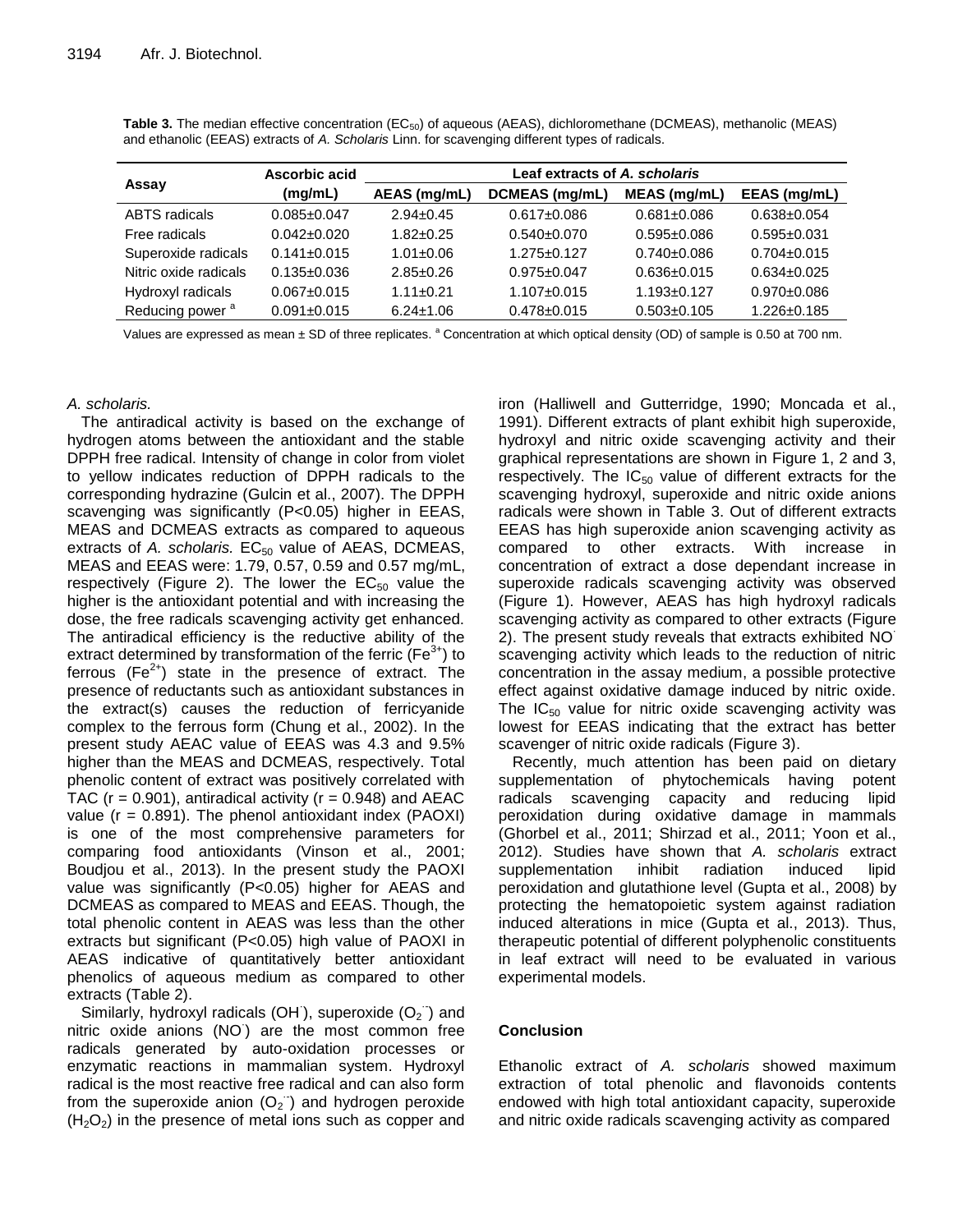**Table 3.** The median effective concentration ($EC_{50}$) of aqueous (AEAS), dichloromethane (DCMEAS), methanolic (MEAS) and ethanolic (EEAS) extracts of *A. Scholaris* Linn. for scavenging different types of radicals.

| Assay | Ascorbic acid (mg/mL) | Leaf extracts of *A. scholaris* | | | |
|---|---|---|---|---|---|
| | | AEAS (mg/mL) | DCMEAS (mg/mL) | MEAS (mg/mL) | EEAS (mg/mL) |
| ABTS radicals | 0.085±0.047 | 2.94±0.45 | 0.617±0.086 | 0.681±0.086 | 0.638±0.054 |
| Free radicals | 0.042±0.020 | 1.82±0.25 | 0.540±0.070 | 0.595±0.086 | 0.595±0.031 |
| Superoxide radicals | 0.141±0.015 | 1.01±0.06 | 1.275±0.127 | 0.740±0.086 | 0.704±0.015 |
| Nitric oxide radicals | 0.135±0.036 | 2.85±0.26 | 0.975±0.047 | 0.636±0.015 | 0.634±0.025 |
| Hydroxyl radicals | 0.067±0.015 | 1.11±0.21 | 1.107±0.015 | 1.193±0.127 | 0.970±0.086 |
| Reducing power [a] | 0.091±0.015 | 6.24±1.06 | 0.478±0.015 | 0.503±0.105 | 1.226±0.185 |

Values are expressed as mean ± SD of three replicates. [a] Concentration at which optical density (OD) of sample is 0.50 at 700 nm.

*A. scholaris.*

The antiradical activity is based on the exchange of hydrogen atoms between the antioxidant and the stable DPPH free radical. Intensity of change in color from violet to yellow indicates reduction of DPPH radicals to the corresponding hydrazine (Gulcin et al., 2007). The DPPH scavenging was significantly ($P<0.05$) higher in EEAS, MEAS and DCMEAS extracts as compared to aqueous extracts of *A. scholaris.* $EC_{50}$ value of AEAS, DCMEAS, MEAS and EEAS were: 1.79, 0.57, 0.59 and 0.57 mg/mL, respectively (Figure 2). The lower the $EC_{50}$ value the higher is the antioxidant potential and with increasing the dose, the free radicals scavenging activity get enhanced. The antiradical efficiency is the reductive ability of the extract determined by transformation of the ferric ($Fe^{3+}$) to ferrous ($Fe^{2+}$) state in the presence of extract. The presence of reductants such as antioxidant substances in the extract(s) causes the reduction of ferricyanide complex to the ferrous form (Chung et al., 2002). In the present study AEAC value of EEAS was 4.3 and 9.5% higher than the MEAS and DCMEAS, respectively. Total phenolic content of extract was positively correlated with TAC ($r = 0.901$), antiradical activity ($r = 0.948$) and AEAC value ($r = 0.891$). The phenol antioxidant index (PAOXI) is one of the most comprehensive parameters for comparing food antioxidants (Vinson et al., 2001; Boudjou et al., 2013). In the present study the PAOXI value was significantly ($P<0.05$) higher for AEAS and DCMEAS as compared to MEAS and EEAS. Though, the total phenolic content in AEAS was less than the other extracts but significant ($P<0.05$) high value of PAOXI in AEAS indicative of quantitatively better antioxidant phenolics of aqueous medium as compared to other extracts (Table 2).

Similarly, hydroxyl radicals ($OH^{\cdot}$), superoxide ($O_2^{\cdot-}$) and nitric oxide anions ($NO^{\cdot}$) are the most common free radicals generated by auto-oxidation processes or enzymatic reactions in mammalian system. Hydroxyl radical is the most reactive free radical and can also form from the superoxide anion ($O_2^{\cdot-}$) and hydrogen peroxide ($H_2O_2$) in the presence of metal ions such as copper and iron (Halliwell and Gutteridge, 1990; Moncada et al., 1991). Different extracts of plant exhibit high superoxide, hydroxyl and nitric oxide scavenging activity and their graphical representations are shown in Figure 1, 2 and 3, respectively. The $IC_{50}$ value of different extracts for the scavenging hydroxyl, superoxide and nitric oxide anions radicals were shown in Table 3. Out of different extracts EEAS has high superoxide anion scavenging activity as compared to other extracts. With increase in concentration of extract a dose dependant increase in superoxide radicals scavenging activity was observed (Figure 1). However, AEAS has high hydroxyl radicals scavenging activity as compared to other extracts (Figure 2). The present study reveals that extracts exhibited $NO^{\cdot}$ scavenging activity which leads to the reduction of nitric concentration in the assay medium, a possible protective effect against oxidative damage induced by nitric oxide. The $IC_{50}$ value for nitric oxide scavenging activity was lowest for EEAS indicating that the extract has better scavenger of nitric oxide radicals (Figure 3).

Recently, much attention has been paid on dietary supplementation of phytochemicals having potent radicals scavenging capacity and reducing lipid peroxidation during oxidative damage in mammals (Ghorbel et al., 2011; Shirzad et al., 2011; Yoon et al., 2012). Studies have shown that *A. scholaris* extract supplementation inhibit radiation induced lipid peroxidation and glutathione level (Gupta et al., 2008) by protecting the hematopoietic system against radiation induced alterations in mice (Gupta et al., 2013). Thus, therapeutic potential of different polyphenolic constituents in leaf extract will need to be evaluated in various experimental models.

## Conclusion

Ethanolic extract of *A. scholaris* showed maximum extraction of total phenolic and flavonoids contents endowed with high total antioxidant capacity, superoxide and nitric oxide radicals scavenging activity as compared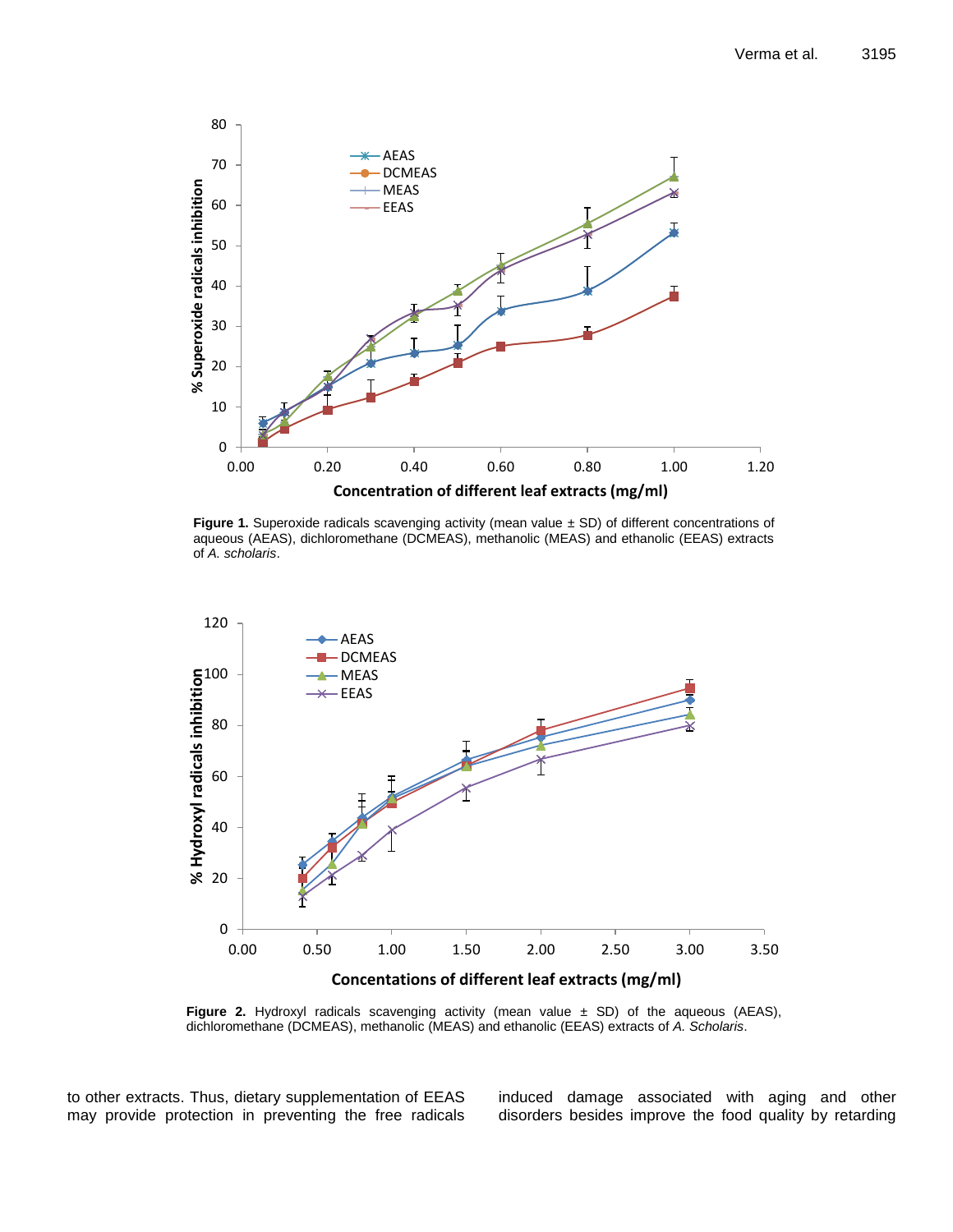**Figure 1.** Superoxide radicals scavenging activity (mean value ± SD) of different concentrations of aqueous (AEAS), dichloromethane (DCMEAS), methanolic (MEAS) and ethanolic (EEAS) extracts of *A. scholaris*.

**Figure 2.** Hydroxyl radicals scavenging activity (mean value ± SD) of the aqueous (AEAS), dichloromethane (DCMEAS), methanolic (MEAS) and ethanolic (EEAS) extracts of *A. Scholaris*.

to other extracts. Thus, dietary supplementation of EEAS may provide protection in preventing the free radicals induced damage associated with aging and other disorders besides improve the food quality by retarding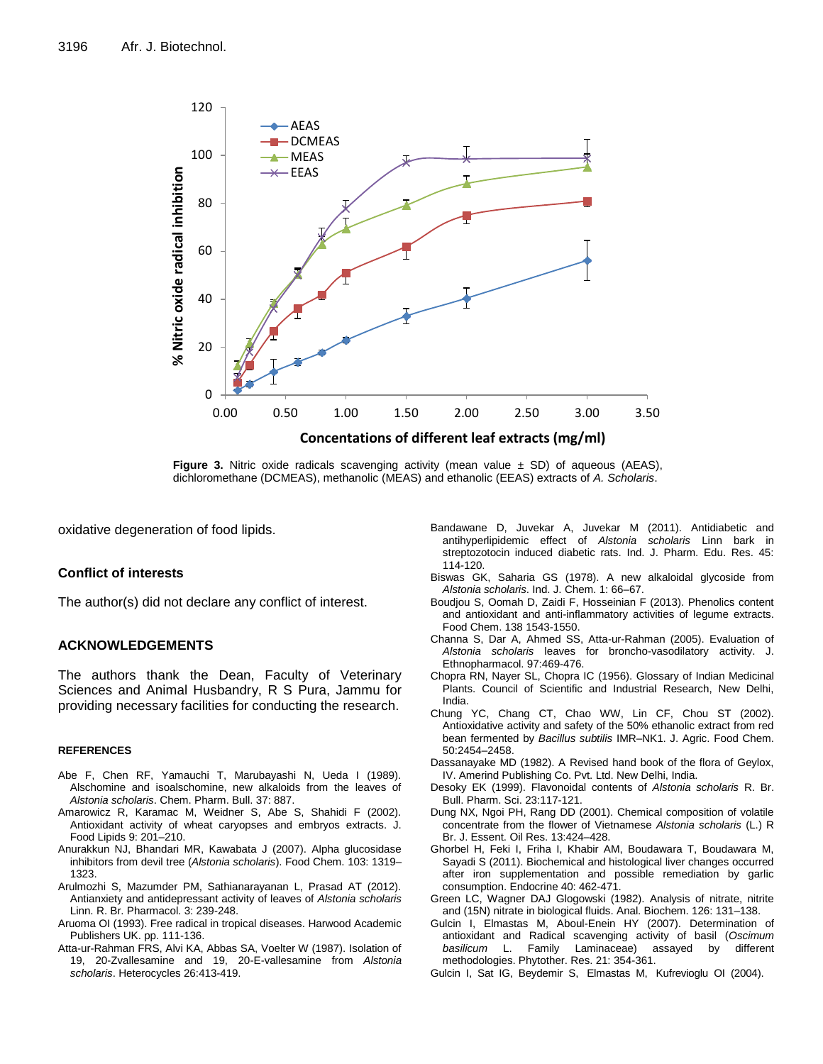**Figure 3.** Nitric oxide radicals scavenging activity (mean value ± SD) of aqueous (AEAS), dichloromethane (DCMEAS), methanolic (MEAS) and ethanolic (EEAS) extracts of *A. Scholaris*.

oxidative degeneration of food lipids.

### Conflict of interests

The author(s) did not declare any conflict of interest.

### ACKNOWLEDGEMENTS

The authors thank the Dean, Faculty of Veterinary Sciences and Animal Husbandry, R S Pura, Jammu for providing necessary facilities for conducting the research.

### REFERENCES

Abe F, Chen RF, Yamauchi T, Marubayashi N, Ueda I (1989). Alschomine and isoalschomine, new alkaloids from the leaves of *Alstonia scholaris*. Chem. Pharm. Bull. 37: 887.

Amarowicz R, Karamac M, Weidner S, Abe S, Shahidi F (2002). Antioxidant activity of wheat caryopses and embryos extracts. J. Food Lipids 9: 201–210.

Anurakkun NJ, Bhandari MR, Kawabata J (2007). Alpha glucosidase inhibitors from devil tree (*Alstonia scholaris*). Food Chem. 103: 1319–1323.

Arulmozhi S, Mazumder PM, Sathianarayanan L, Prasad AT (2012). Antianxiety and antidepressant activity of leaves of *Alstonia scholaris* Linn. R. Br. Pharmacol. 3: 239-248.

Aruoma OI (1993). Free radical in tropical diseases. Harwood Academic Publishers UK. pp. 111-136.

Atta-ur-Rahman FRS, Alvi KA, Abbas SA, Voelter W (1987). Isolation of 19, 20-Zvallesamine and 19, 20-E-vallesamine from *Alstonia scholaris*. Heterocycles 26:413-419.

Bandawane D, Juvekar A, Juvekar M (2011). Antidiabetic and antihyperlipidemic effect of *Alstonia scholaris* Linn bark in streptozotocin induced diabetic rats. Ind. J. Pharm. Edu. Res. 45: 114-120.

Biswas GK, Saharia GS (1978). A new alkaloidal glycoside from *Alstonia scholaris*. Ind. J. Chem. 1: 66–67.

Boudjou S, Oomah D, Zaidi F, Hosseinian F (2013). Phenolics content and antioxidant and anti-inflammatory activities of legume extracts. Food Chem. 138 1543-1550.

Channa S, Dar A, Ahmed SS, Atta-ur-Rahman (2005). Evaluation of *Alstonia scholaris* leaves for broncho-vasodilatory activity. J. Ethnopharmacol. 97:469-476.

Chopra RN, Nayer SL, Chopra IC (1956). Glossary of Indian Medicinal Plants. Council of Scientific and Industrial Research, New Delhi, India.

Chung YC, Chang CT, Chao WW, Lin CF, Chou ST (2002). Antioxidative activity and safety of the 50% ethanolic extract from red bean fermented by *Bacillus subtilis* IMR–NK1. J. Agric. Food Chem. 50:2454–2458.

Dassanayake MD (1982). A Revised hand book of the flora of Geylox, IV. Amerind Publishing Co. Pvt. Ltd. New Delhi, India.

Desoky EK (1999). Flavonoidal contents of *Alstonia scholaris* R. Br. Bull. Pharm. Sci. 23:117-121.

Dung NX, Ngoi PH, Rang DD (2001). Chemical composition of volatile concentrate from the flower of Vietnamese *Alstonia scholaris* (L.) R Br. J. Essent. Oil Res. 13:424–428.

Ghorbel H, Feki I, Friha I, Khabir AM, Boudawara T, Boudawara M, Sayadi S (2011). Biochemical and histological liver changes occurred after iron supplementation and possible remediation by garlic consumption. Endocrine 40: 462-471.

Green LC, Wagner DAJ Glogowski (1982). Analysis of nitrate, nitrite and (15N) nitrate in biological fluids. Anal. Biochem. 126: 131–138.

Gulcin I, Elmastas M, Aboul-Enein HY (2007). Determination of antioxidant and Radical scavenging activity of basil (*Oscimum basilicum* L. Family Laminaceae) assayed by different methodologies. Phytother. Res. 21: 354-361.

Gulcin I, Sat IG, Beydemir S, Elmastas M, Kufrevioglu OI (2004).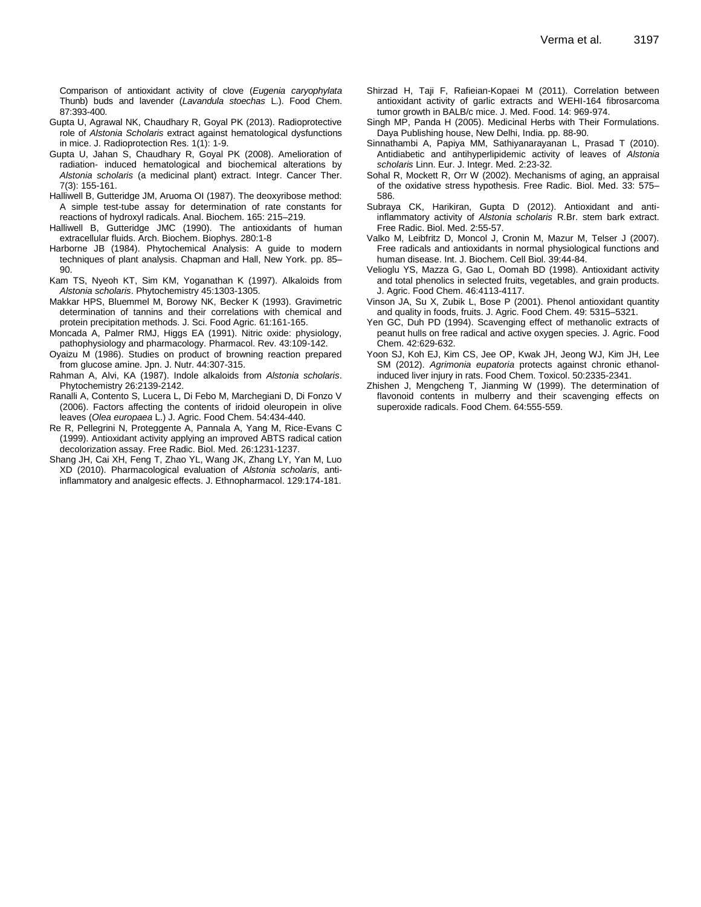Comparison of antioxidant activity of clove (*Eugenia caryophylata* Thunb) buds and lavender (*Lavandula stoechas* L.). Food Chem. 87:393-400.

Gupta U, Agrawal NK, Chaudhary R, Goyal PK (2013). Radioprotective role of *Alstonia Scholaris* extract against hematological dysfunctions in mice. J. Radioprotection Res. 1(1): 1-9.

Gupta U, Jahan S, Chaudhary R, Goyal PK (2008). Amelioration of radiation- induced hematological and biochemical alterations by *Alstonia scholaris* (a medicinal plant) extract. Integr. Cancer Ther. 7(3): 155-161.

Halliwell B, Gutteridge JM, Aruoma OI (1987). The deoxyribose method: A simple test-tube assay for determination of rate constants for reactions of hydroxyl radicals. Anal. Biochem. 165: 215–219.

Halliwell B, Gutteridge JMC (1990). The antioxidants of human extracellular fluids. Arch. Biochem. Biophys. 280:1-8

Harborne JB (1984). Phytochemical Analysis: A guide to modern techniques of plant analysis. Chapman and Hall, New York. pp. 85–90.

Kam TS, Nyeoh KT, Sim KM, Yoganathan K (1997). Alkaloids from *Alstonia scholaris*. Phytochemistry 45:1303-1305.

Makkar HPS, Bluemmel M, Borowy NK, Becker K (1993). Gravimetric determination of tannins and their correlations with chemical and protein precipitation methods. J. Sci. Food Agric. 61:161-165.

Moncada A, Palmer RMJ, Higgs EA (1991). Nitric oxide: physiology, pathophysiology and pharmacology. Pharmacol. Rev. 43:109-142.

Oyaizu M (1986). Studies on product of browning reaction prepared from glucose amine. Jpn. J. Nutr. 44:307-315.

Rahman A, Alvi, KA (1987). Indole alkaloids from *Alstonia scholaris*. Phytochemistry 26:2139-2142.

Ranalli A, Contento S, Lucera L, Di Febo M, Marchegiani D, Di Fonzo V (2006). Factors affecting the contents of iridoid oleuropein in olive leaves (*Olea europaea* L.) J. Agric. Food Chem. 54:434-440.

Re R, Pellegrini N, Proteggente A, Pannala A, Yang M, Rice-Evans C (1999). Antioxidant activity applying an improved ABTS radical cation decolorization assay. Free Radic. Biol. Med. 26:1231-1237.

Shang JH, Cai XH, Feng T, Zhao YL, Wang JK, Zhang LY, Yan M, Luo XD (2010). Pharmacological evaluation of *Alstonia scholaris*, anti-inflammatory and analgesic effects. J. Ethnopharmacol. 129:174-181.

Shirzad H, Taji F, Rafieian-Kopaei M (2011). Correlation between antioxidant activity of garlic extracts and WEHI-164 fibrosarcoma tumor growth in BALB/c mice. J. Med. Food. 14: 969-974.

Singh MP, Panda H (2005). Medicinal Herbs with Their Formulations. Daya Publishing house, New Delhi, India. pp. 88-90.

Sinnathambi A, Papiya MM, Sathiyanarayanan L, Prasad T (2010). Antidiabetic and antihyperlipidemic activity of leaves of *Alstonia scholaris* Linn. Eur. J. Integr. Med. 2:23-32.

Sohal R, Mockett R, Orr W (2002). Mechanisms of aging, an appraisal of the oxidative stress hypothesis. Free Radic. Biol. Med. 33: 575–586.

Subraya CK, Harikiran, Gupta D (2012). Antioxidant and anti-inflammatory activity of *Alstonia scholaris* R.Br. stem bark extract. Free Radic. Biol. Med. 2:55-57.

Valko M, Leibfritz D, Moncol J, Cronin M, Mazur M, Telser J (2007). Free radicals and antioxidants in normal physiological functions and human disease. Int. J. Biochem. Cell Biol. 39:44-84.

Velioglu YS, Mazza G, Gao L, Oomah BD (1998). Antioxidant activity and total phenolics in selected fruits, vegetables, and grain products. J. Agric. Food Chem. 46:4113-4117.

Vinson JA, Su X, Zubik L, Bose P (2001). Phenol antioxidant quantity and quality in foods, fruits. J. Agric. Food Chem. 49: 5315–5321.

Yen GC, Duh PD (1994). Scavenging effect of methanolic extracts of peanut hulls on free radical and active oxygen species. J. Agric. Food Chem. 42:629-632.

Yoon SJ, Koh EJ, Kim CS, Jee OP, Kwak JH, Jeong WJ, Kim JH, Lee SM (2012). *Agrimonia eupatoria* protects against chronic ethanol-induced liver injury in rats. Food Chem. Toxicol. 50:2335-2341.

Zhishen J, Mengcheng T, Jianming W (1999). The determination of flavonoid contents in mulberry and their scavenging effects on superoxide radicals. Food Chem. 64:555-559.